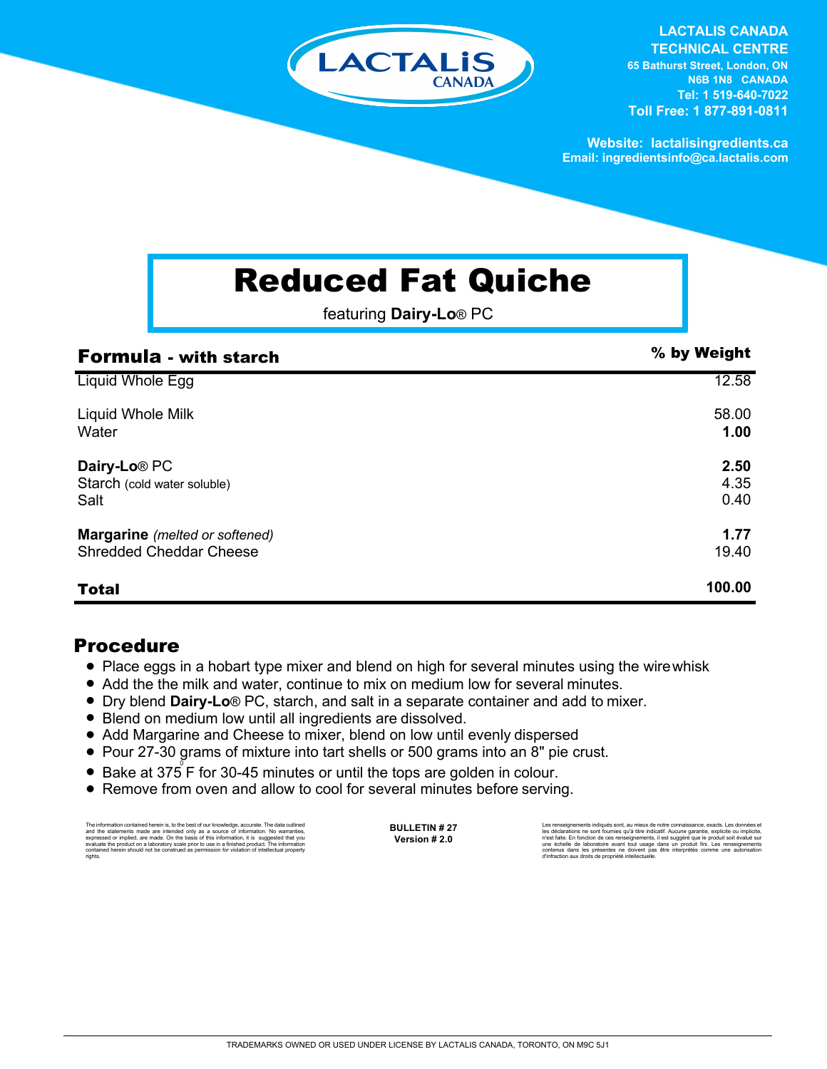LACTALIS CANADA
CANADA

**LACTALIS CANADA**
**TECHNICAL CENTRE**
**65 Bathurst Street, London, ON**
**N6B 1N8 CANADA**
**Tel: 1 519-640-7022**
**Toll Free: 1 877-891-0811**

**Website: lactalisingredients.ca**
**Email: ingredientsinfo@ca.lactalis.com**

# Reduced Fat Quiche

featuring **Dairy-Lo**® PC

| **Formula - with starch** | **% by Weight** |
|---|---|
| Liquid Whole Egg | 12.58 |
| Liquid Whole Milk | 58.00 |
| Water | **1.00** |
| **Dairy-Lo**® PC | **2.50** |
| Starch (cold water soluble) | 4.35 |
| Salt | 0.40 |
| **Margarine** *(melted or softened)* | **1.77** |
| Shredded Cheddar Cheese | 19.40 |
| **Total** | **100.00** |

## Procedure

- Place eggs in a hobart type mixer and blend on high for several minutes using the wire whisk
- Add the the milk and water, continue to mix on medium low for several minutes.
- Dry blend **Dairy-Lo**® PC, starch, and salt in a separate container and add to mixer.
- Blend on medium low until all ingredients are dissolved.
- Add Margarine and Cheese to mixer, blend on low until evenly dispersed
- Pour 27-30 grams of mixture into tart shells or 500 grams into an 8" pie crust.
- Bake at 375°F for 30-45 minutes or until the tops are golden in colour.
- Remove from oven and allow to cool for several minutes before serving.

The information contained herein is, to the best of our knowledge, accurate. The data outlined and the statements made are intended only as a source of information. No warranties, expressed or implied, are made. On the basis of this information, it is suggested that you evaluate the product on a laboratory scale prior to use in a finished product. The information contained herein should not be construed as permission for violation of intellectual property rights.

**BULLETIN # 27**
**Version # 2.0**

Les renseignements indiqués sont, au mieux de notre connaissance, exacts. Les données et les déclarations ne sont fournies qu'à titre indicatif. Aucune garantie, explicite ou implicite, n'est faite. En fonction de ces renseignements, il est suggéré que le produit soit évalué sur une échelle de laboratoire avant tout usage dans un produit fini. Les renseignements contenus dans les présentes ne doivent pas être interprétés comme une autorisation d'infraction aux droits de propriété intellectuelle.

TRADEMARKS OWNED OR USED UNDER LICENSE BY LACTALIS CANADA, TORONTO, ON M9C 5J1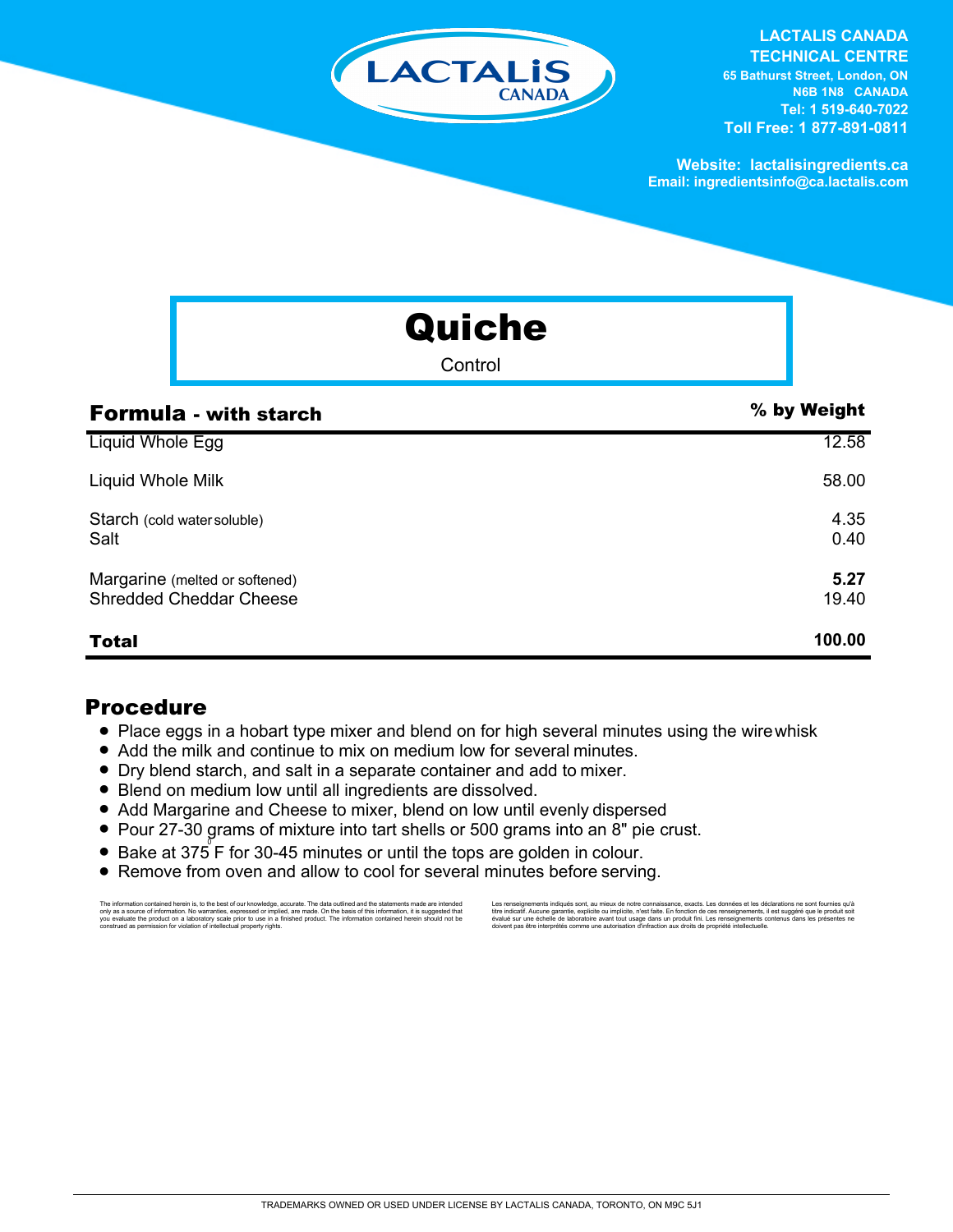LACTALIS CANADA
TECHNICAL CENTRE
65 Bathurst Street, London, ON
N6B 1N8 CANADA
Tel: 1 519-640-7022
Toll Free: 1 877-891-0811

Website: lactalisingredients.ca
Email: ingredientsinfo@ca.lactalis.com

# Quiche

Control

| **Formula - with starch** | **% by Weight** |
|---|---|
| Liquid Whole Egg | 12.58 |
| Liquid Whole Milk | 58.00 |
| Starch (cold water soluble) | 4.35 |
| Salt | 0.40 |
| Margarine (melted or softened) | **5.27** |
| Shredded Cheddar Cheese | 19.40 |
| **Total** | **100.00** |

## Procedure

- Place eggs in a hobart type mixer and blend on for high several minutes using the wire whisk
- Add the milk and continue to mix on medium low for several minutes.
- Dry blend starch, and salt in a separate container and add to mixer.
- Blend on medium low until all ingredients are dissolved.
- Add Margarine and Cheese to mixer, blend on low until evenly dispersed
- Pour 27-30 grams of mixture into tart shells or 500 grams into an 8" pie crust.
- Bake at 375 $^{0}$F for 30-45 minutes or until the tops are golden in colour.
- Remove from oven and allow to cool for several minutes before serving.

The information contained herein is, to the best of our knowledge, accurate. The data outlined and the statements made are intended only as a source of information. No warranties, expressed or implied, are made. On the basis of this information, it is suggested that you evaluate the product on a laboratory scale prior to use in a finished product. The information contained herein should not be construed as permission for violation of intellectual property rights.

Les renseignements indiqués sont, au mieux de notre connaissance, exacts. Les données et les déclarations ne sont fournies qu'à titre indicatif. Aucune garantie, explicite ou implicite, n'est faite. En fonction de ces renseignements, il est suggéré que le produit soit évalué sur une échelle de laboratoire avant tout usage dans un produit fini. Les renseignements contenus dans les présentes ne doivent pas être interprétés comme une autorisation d'infraction aux droits de propriété intellectuelle.

TRADEMARKS OWNED OR USED UNDER LICENSE BY LACTALIS CANADA, TORONTO, ON M9C 5J1